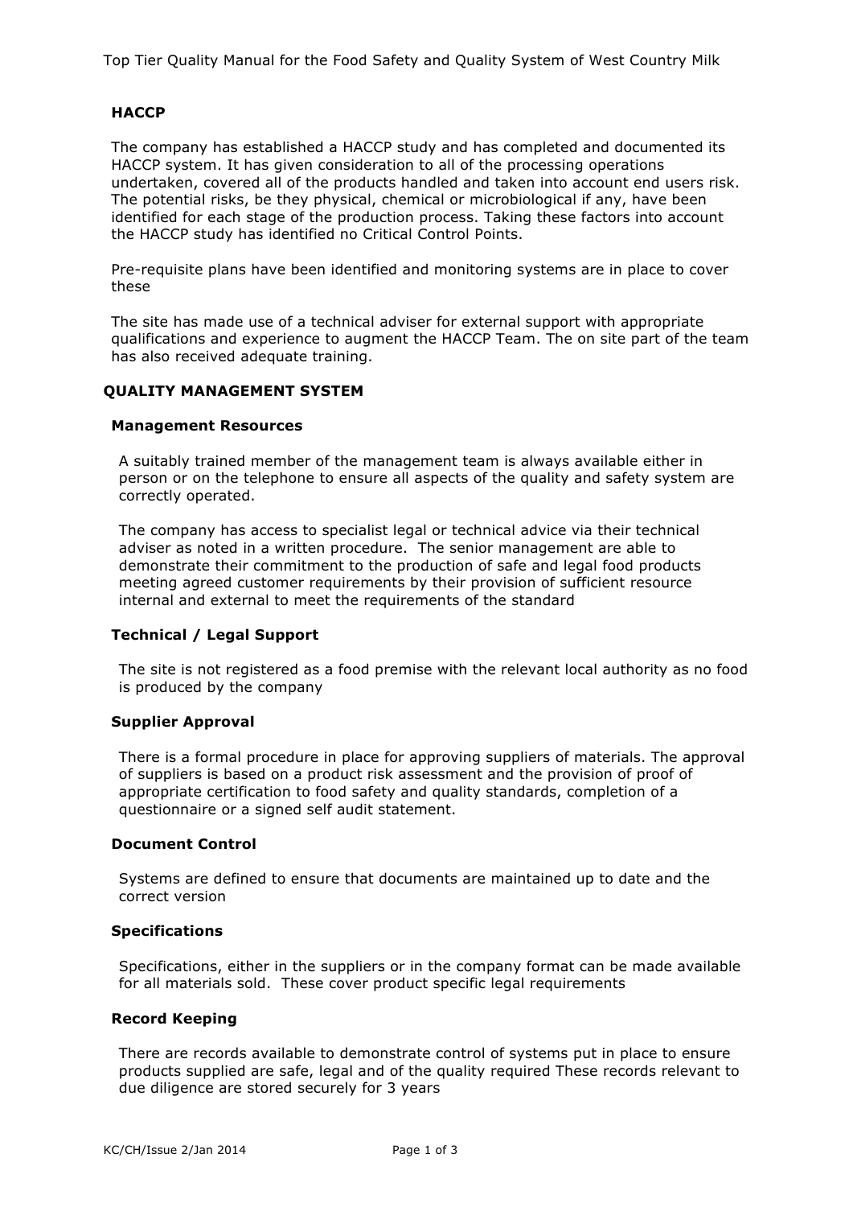## HACCP

The company has established a HACCP study and has completed and documented its HACCP system. It has given consideration to all of the processing operations undertaken, covered all of the products handled and taken into account end users risk. The potential risks, be they physical, chemical or microbiological if any, have been identified for each stage of the production process. Taking these factors into account the HACCP study has identified no Critical Control Points.

Pre-requisite plans have been identified and monitoring systems are in place to cover these

The site has made use of a technical adviser for external support with appropriate qualifications and experience to augment the HACCP Team. The on site part of the team has also received adequate training.

## QUALITY MANAGEMENT SYSTEM

### Management Resources

A suitably trained member of the management team is always available either in person or on the telephone to ensure all aspects of the quality and safety system are correctly operated.

The company has access to specialist legal or technical advice via their technical adviser as noted in a written procedure. The senior management are able to demonstrate their commitment to the production of safe and legal food products meeting agreed customer requirements by their provision of sufficient resource internal and external to meet the requirements of the standard

### Technical / Legal Support

The site is not registered as a food premise with the relevant local authority as no food is produced by the company

### Supplier Approval

There is a formal procedure in place for approving suppliers of materials. The approval of suppliers is based on a product risk assessment and the provision of proof of appropriate certification to food safety and quality standards, completion of a questionnaire or a signed self audit statement.

### Document Control

Systems are defined to ensure that documents are maintained up to date and the correct version

### Specifications

Specifications, either in the suppliers or in the company format can be made available for all materials sold. These cover product specific legal requirements

### Record Keeping

There are records available to demonstrate control of systems put in place to ensure products supplied are safe, legal and of the quality required These records relevant to due diligence are stored securely for 3 years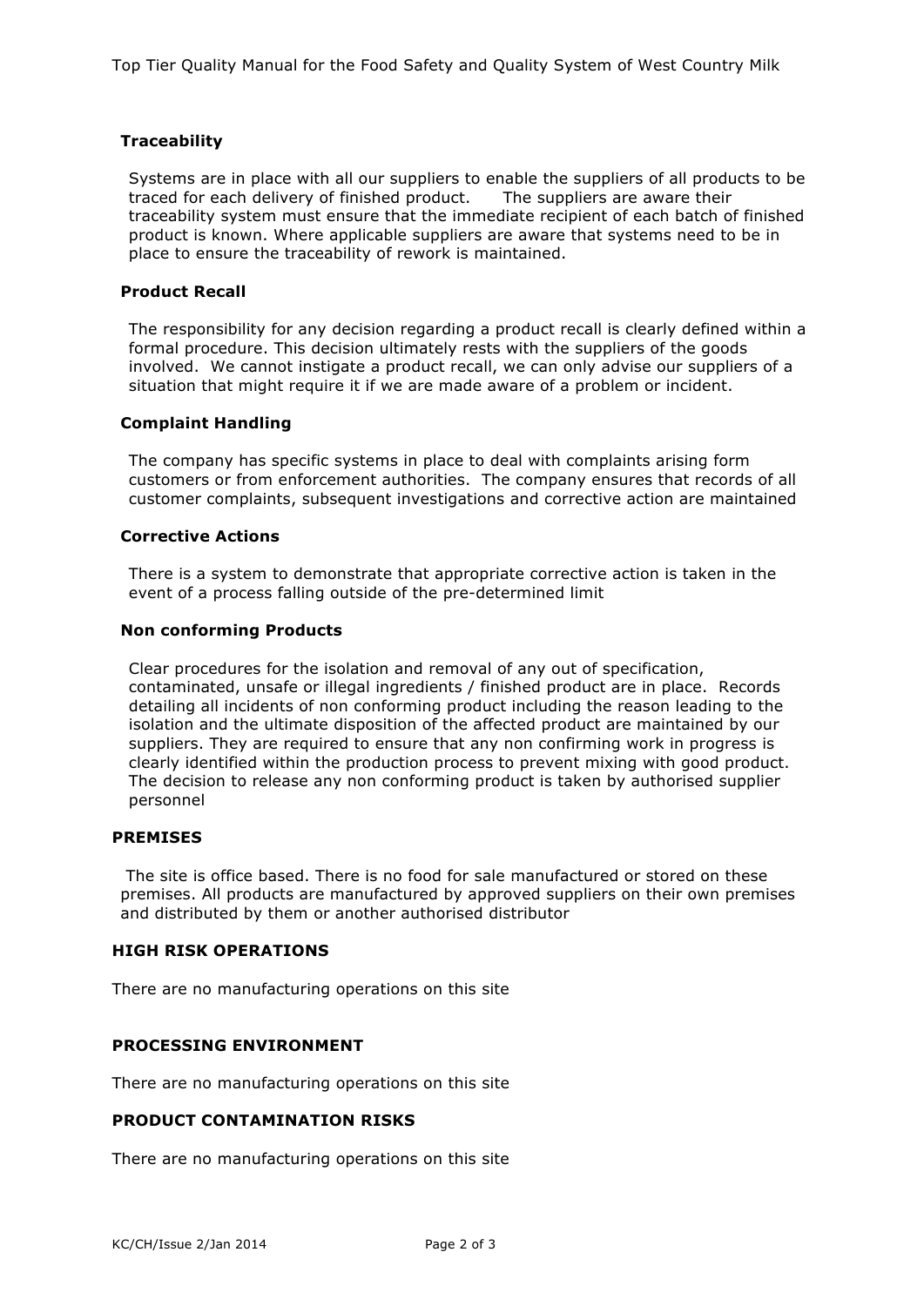### Traceability

Systems are in place with all our suppliers to enable the suppliers of all products to be traced for each delivery of finished product. The suppliers are aware their traceability system must ensure that the immediate recipient of each batch of finished product is known. Where applicable suppliers are aware that systems need to be in place to ensure the traceability of rework is maintained.

### Product Recall

The responsibility for any decision regarding a product recall is clearly defined within a formal procedure. This decision ultimately rests with the suppliers of the goods involved. We cannot instigate a product recall, we can only advise our suppliers of a situation that might require it if we are made aware of a problem or incident.

### Complaint Handling

The company has specific systems in place to deal with complaints arising form customers or from enforcement authorities. The company ensures that records of all customer complaints, subsequent investigations and corrective action are maintained

### Corrective Actions

There is a system to demonstrate that appropriate corrective action is taken in the event of a process falling outside of the pre-determined limit

### Non conforming Products

Clear procedures for the isolation and removal of any out of specification, contaminated, unsafe or illegal ingredients / finished product are in place. Records detailing all incidents of non conforming product including the reason leading to the isolation and the ultimate disposition of the affected product are maintained by our suppliers. They are required to ensure that any non confirming work in progress is clearly identified within the production process to prevent mixing with good product. The decision to release any non conforming product is taken by authorised supplier personnel

## PREMISES

The site is office based. There is no food for sale manufactured or stored on these premises. All products are manufactured by approved suppliers on their own premises and distributed by them or another authorised distributor

## HIGH RISK OPERATIONS

There are no manufacturing operations on this site

## PROCESSING ENVIRONMENT

There are no manufacturing operations on this site

## PRODUCT CONTAMINATION RISKS

There are no manufacturing operations on this site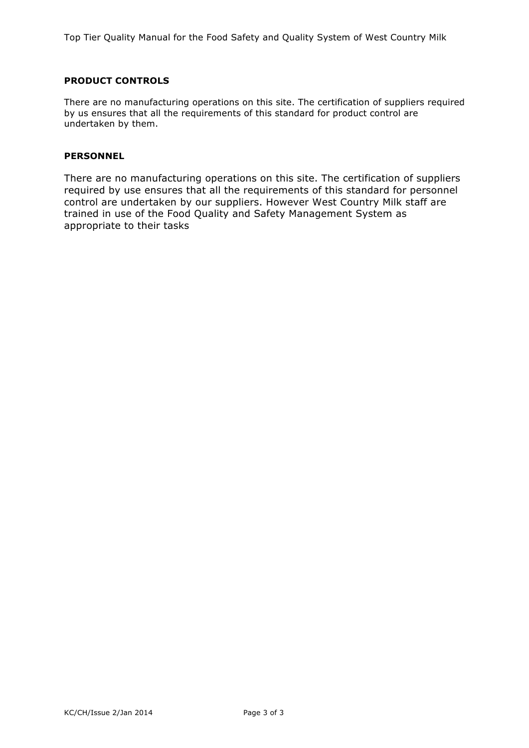## PRODUCT CONTROLS

There are no manufacturing operations on this site. The certification of suppliers required by us ensures that all the requirements of this standard for product control are undertaken by them.

## PERSONNEL

There are no manufacturing operations on this site. The certification of suppliers required by use ensures that all the requirements of this standard for personnel control are undertaken by our suppliers. However West Country Milk staff are trained in use of the Food Quality and Safety Management System as appropriate to their tasks